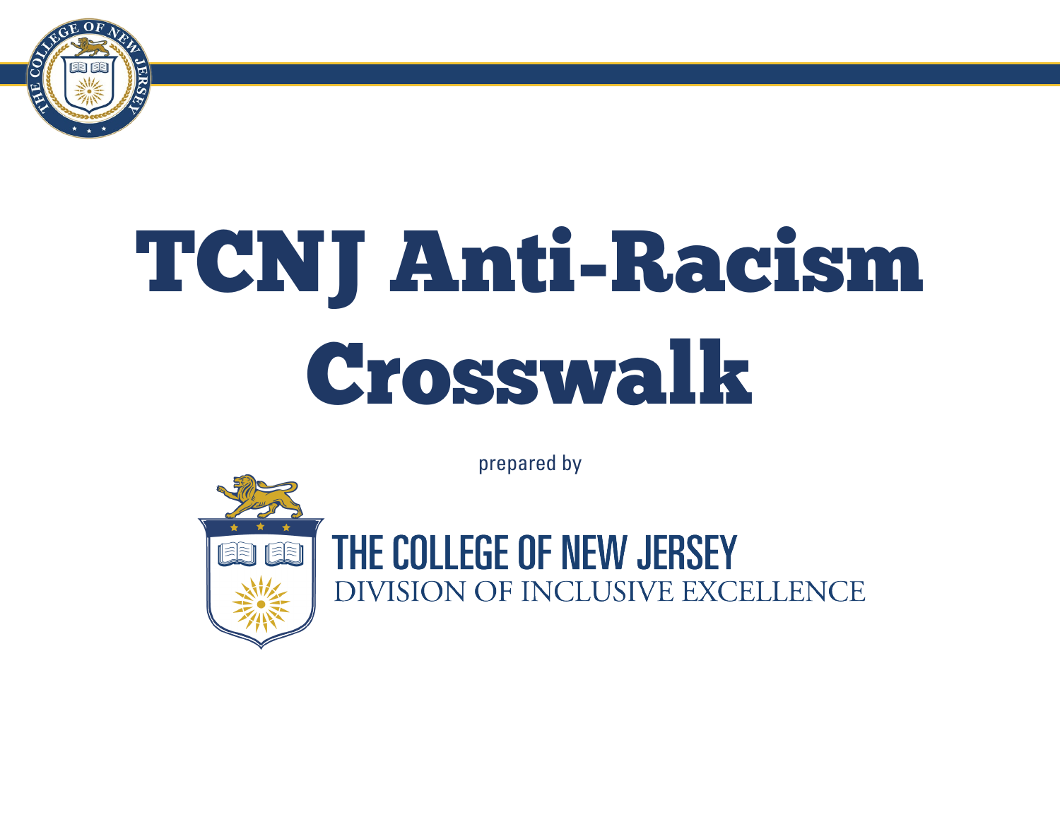# TCNJ Anti-Racism Crosswalk

prepared by

THE COLLEGE OF NEW JERSEY
DIVISION OF INCLUSIVE EXCELLENCE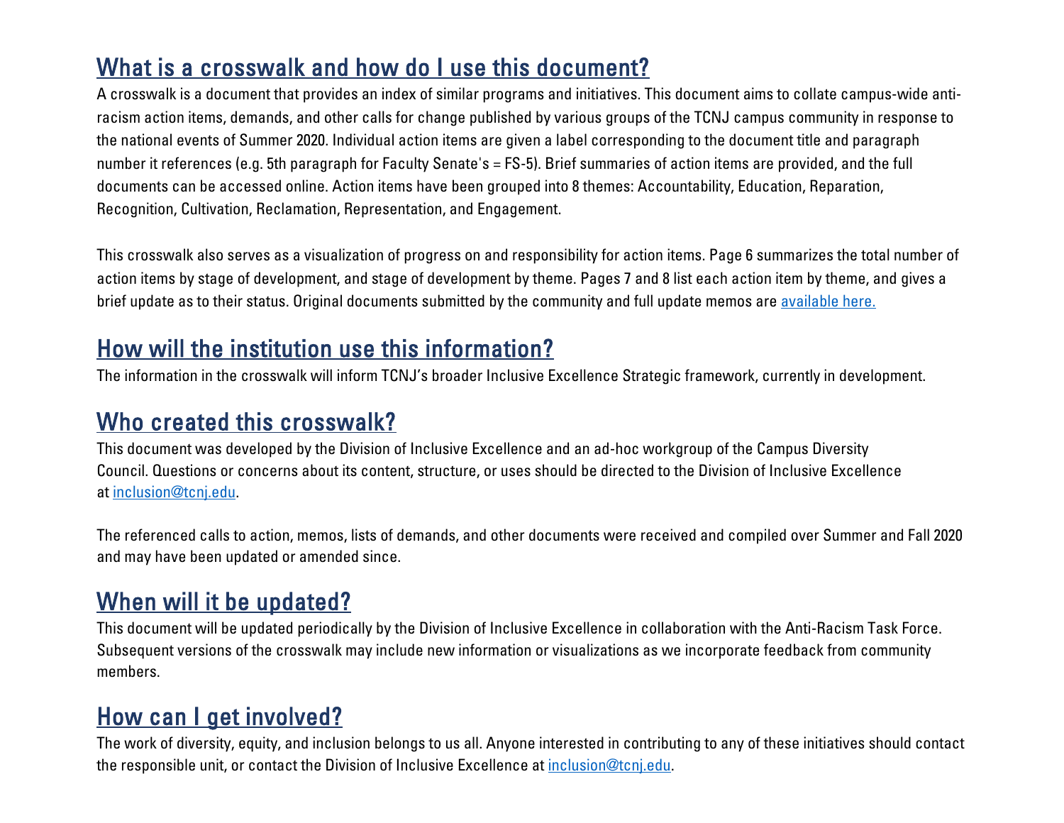## What is a crosswalk and how do I use this document?

A crosswalk is a document that provides an index of similar programs and initiatives. This document aims to collate campus-wide anti-racism action items, demands, and other calls for change published by various groups of the TCNJ campus community in response to the national events of Summer 2020. Individual action items are given a label corresponding to the document title and paragraph number it references (e.g. 5th paragraph for Faculty Senate's = FS-5). Brief summaries of action items are provided, and the full documents can be accessed online. Action items have been grouped into 8 themes: Accountability, Education, Reparation, Recognition, Cultivation, Reclamation, Representation, and Engagement.

This crosswalk also serves as a visualization of progress on and responsibility for action items. Page 6 summarizes the total number of action items by stage of development, and stage of development by theme. Pages 7 and 8 list each action item by theme, and gives a brief update as to their status. Original documents submitted by the community and full update memos are [available here.]()

## How will the institution use this information?

The information in the crosswalk will inform TCNJ's broader Inclusive Excellence Strategic framework, currently in development.

## Who created this crosswalk?

This document was developed by the Division of Inclusive Excellence and an ad-hoc workgroup of the Campus Diversity Council. Questions or concerns about its content, structure, or uses should be directed to the Division of Inclusive Excellence at [inclusion@tcnj.edu](mailto:inclusion@tcnj.edu).

The referenced calls to action, memos, lists of demands, and other documents were received and compiled over Summer and Fall 2020 and may have been updated or amended since.

## When will it be updated?

This document will be updated periodically by the Division of Inclusive Excellence in collaboration with the Anti-Racism Task Force. Subsequent versions of the crosswalk may include new information or visualizations as we incorporate feedback from community members.

## How can I get involved?

The work of diversity, equity, and inclusion belongs to us all. Anyone interested in contributing to any of these initiatives should contact the responsible unit, or contact the Division of Inclusive Excellence at [inclusion@tcnj.edu](mailto:inclusion@tcnj.edu).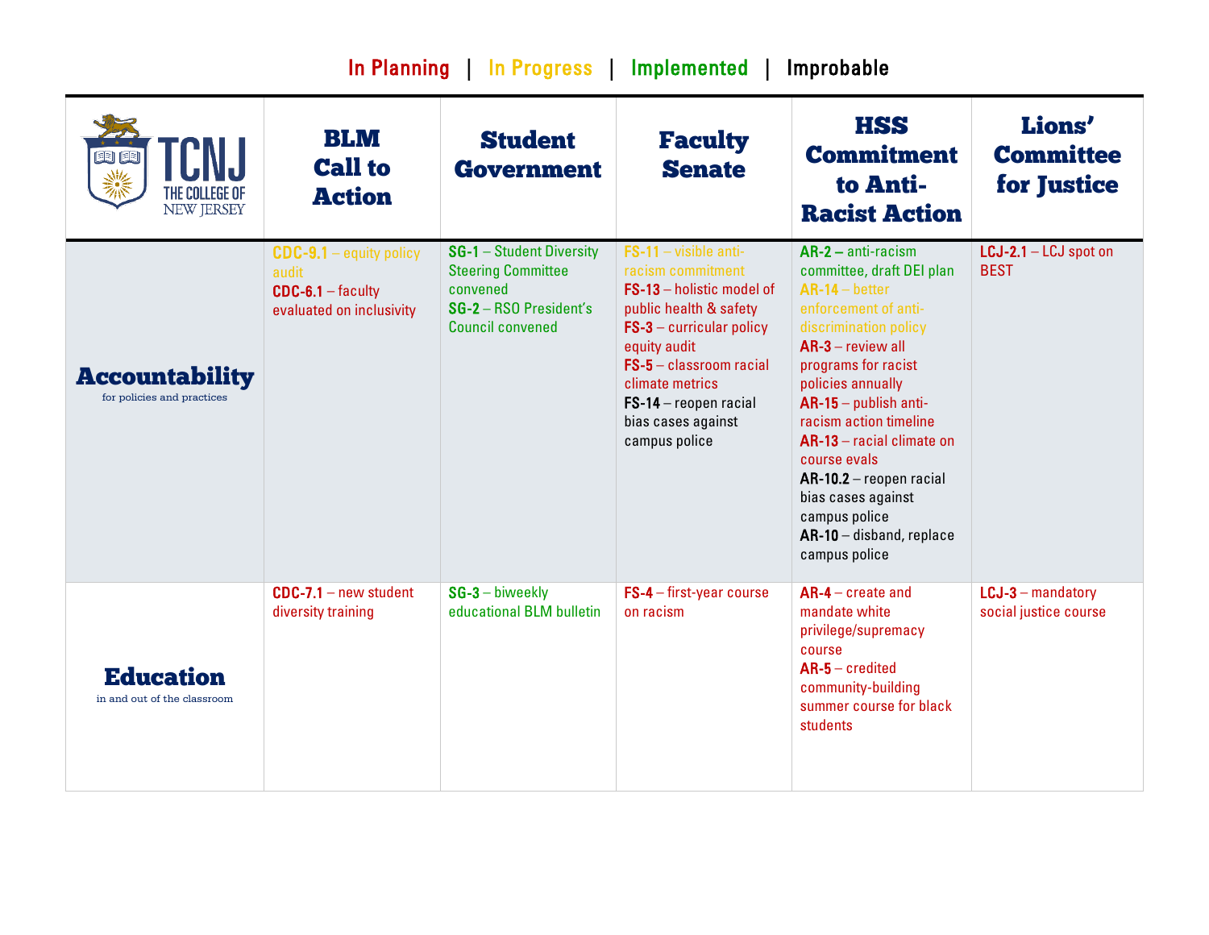In Planning | In Progress | Implemented | Improbable

| THE COLLEGE OF NEW JERSEY (TCNJ) | BLM Call to Action | Student Government | Faculty Senate | HSS Commitment to Anti-Racist Action | Lions' Committee for Justice |
|---|---|---|---|---|---|
| **Accountability** for policies and practices | **CDC-9.1** – equity policy audit<br>**CDC-6.1** – faculty evaluated on inclusivity | **SG-1** – Student Diversity Steering Committee convened<br>**SG-2** – RSO President's Council convened | **FS-11** – visible anti-racism commitment<br>**FS-13** – holistic model of public health & safety<br>**FS-3** – curricular policy equity audit<br>**FS-5** – classroom racial climate metrics<br>**FS-14** – reopen racial bias cases against campus police | **AR-2** – anti-racism committee, draft DEI plan<br>**AR-14** – better enforcement of anti-discrimination policy<br>**AR-3** – review all programs for racist policies annually<br>**AR-15** – publish anti-racism action timeline<br>**AR-13** – racial climate on course evals<br>**AR-10.2** – reopen racial bias cases against campus police<br>**AR-10** – disband, replace campus police | **LCJ-2.1** – LCJ spot on BEST |
| **Education** in and out of the classroom | **CDC-7.1** – new student diversity training | **SG-3** – biweekly educational BLM bulletin | **FS-4** – first-year course on racism | **AR-4** – create and mandate white privilege/supremacy course<br>**AR-5** – credited community-building summer course for black students | **LCJ-3** – mandatory social justice course |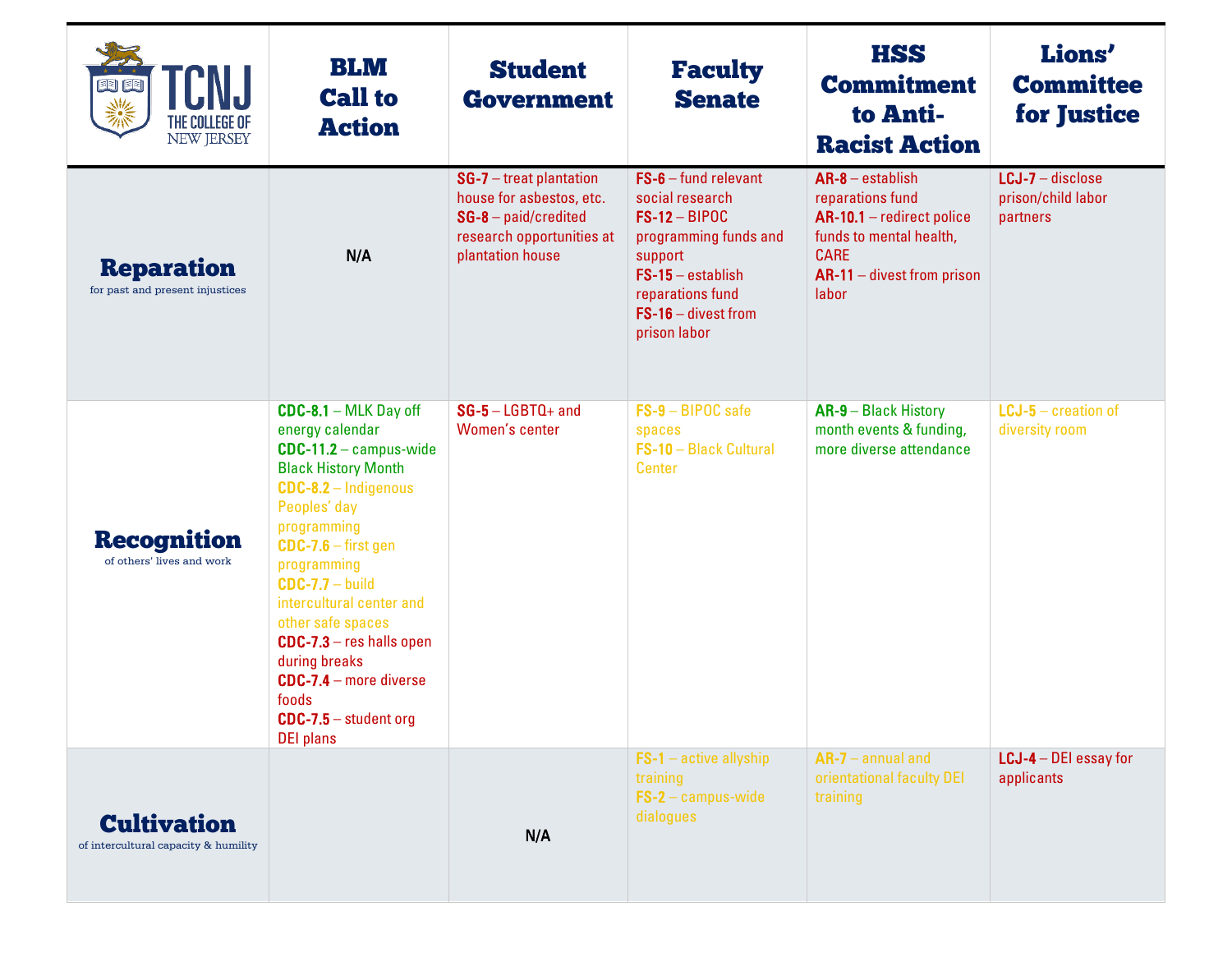| TCNJ THE COLLEGE OF NEW JERSEY | BLM Call to Action | Student Government | Faculty Senate | HSS Commitment to Anti-Racist Action | Lions' Committee for Justice |
|---|---|---|---|---|---|
| **Reparation** for past and present injustices | N/A | **SG-7** – treat plantation house for asbestos, etc.<br>**SG-8** – paid/credited research opportunities at plantation house | **FS-6** – fund relevant social research<br>**FS-12** – BIPOC programming funds and support<br>**FS-15** – establish reparations fund<br>**FS-16** – divest from prison labor | **AR-8** – establish reparations fund<br>**AR-10.1** – redirect police funds to mental health, CARE<br>**AR-11** – divest from prison labor | **LCJ-7** – disclose prison/child labor partners |
| **Recognition** of others' lives and work | **CDC-8.1** – MLK Day off energy calendar<br>**CDC-11.2** – campus-wide Black History Month<br>**CDC-8.2** – Indigenous Peoples' day programming<br>**CDC-7.6** – first gen programming<br>**CDC-7.7** – build intercultural center and other safe spaces<br>**CDC-7.3** – res halls open during breaks<br>**CDC-7.4** – more diverse foods<br>**CDC-7.5** – student org DEI plans | **SG-5** – LGBTQ+ and Women's center | **FS-9** – BIPOC safe spaces<br>**FS-10** – Black Cultural Center | **AR-9** – Black History month events & funding, more diverse attendance | **LCJ-5** – creation of diversity room |
| **Cultivation** of intercultural capacity & humility | | N/A | **FS-1** – active allyship training<br>**FS-2** – campus-wide dialogues | **AR-7** – annual and orientational faculty DEI training | **LCJ-4** – DEI essay for applicants |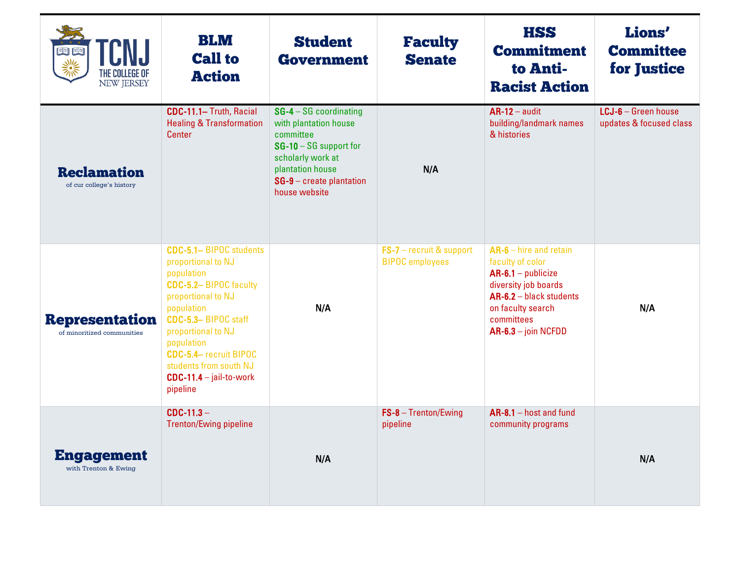| TCNJ THE COLLEGE OF NEW JERSEY | BLM Call to Action | Student Government | Faculty Senate | HSS Commitment to Anti-Racist Action | Lions' Committee for Justice |
|---|---|---|---|---|---|
| **Reclamation** of our college's history | **CDC-11.1**– Truth, Racial Healing & Transformation Center | **SG-4** – SG coordinating with plantation house committee<br>**SG-10** – SG support for scholarly work at plantation house<br>**SG-9** – create plantation house website | N/A | **AR-12** – audit building/landmark names & histories | **LCJ-6** – Green house updates & focused class |
| **Representation** of minoritized communities | **CDC-5.1**– BIPOC students proportional to NJ population<br>**CDC-5.2**– BIPOC faculty proportional to NJ population<br>**CDC-5.3**– BIPOC staff proportional to NJ population<br>**CDC-5.4**– recruit BIPOC students from south NJ<br>**CDC-11.4** – jail-to-work pipeline | N/A | **FS-7** – recruit & support BIPOC employees | **AR-6** – hire and retain faculty of color<br>**AR-6.1** – publicize diversity job boards<br>**AR-6.2** – black students on faculty search committees<br>**AR-6.3** – join NCFDD | N/A |
| **Engagement** with Trenton & Ewing | **CDC-11.3** – Trenton/Ewing pipeline | N/A | **FS-8** – Trenton/Ewing pipeline | **AR-8.1** – host and fund community programs | N/A |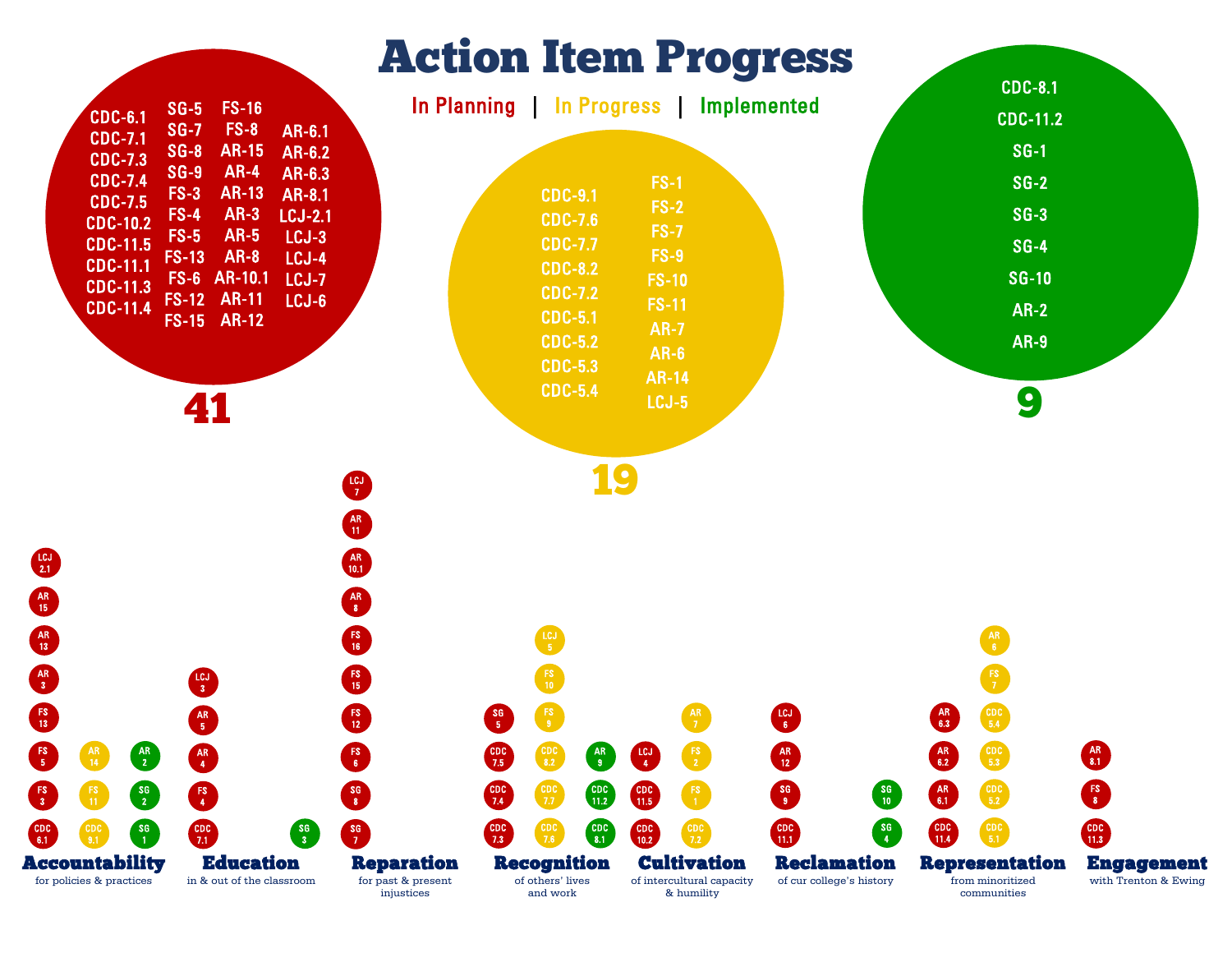# Action Item Progress

In Planning | In Progress | Implemented

**In Planning**

CDC-6.1
CDC-7.1
CDC-7.3
CDC-7.4
CDC-7.5
CDC-10.2
CDC-11.5
CDC-11.1
CDC-11.3
CDC-11.4
SG-5
SG-7
SG-8
SG-9
FS-3
FS-4
FS-5
FS-13
FS-6
FS-12
FS-15
FS-16
FS-8
AR-15
AR-4
AR-13
AR-3
AR-5
AR-8
AR-10.1
AR-11
AR-12
AR-6.1
AR-6.2
AR-6.3
AR-8.1
LCJ-2.1
LCJ-3
LCJ-4
LCJ-7
LCJ-6

**41**

**In Progress**

CDC-9.1
CDC-7.6
CDC-7.7
CDC-8.2
CDC-7.2
CDC-5.1
CDC-5.2
CDC-5.3
CDC-5.4
FS-1
FS-2
FS-7
FS-9
FS-10
FS-11
AR-7
AR-6
AR-14
LCJ-5

**19**

**Implemented**

CDC-8.1
CDC-11.2
SG-1
SG-2
SG-3
SG-4
SG-10
AR-2
AR-9

**9**

**Accountability** for policies & practices
CDC 6.1, FS 3, FS 5, FS 13, AR 3, AR 13, AR 15, LCJ 2.1
CDC 9.1, FS 11, AR 14
SG 1, SG 2, AR 2

**Education** in & out of the classroom
CDC 7.1, FS 4, AR 4, AR 5, LCJ 3
SG 3

**Reparation** for past & present injustices
SG 7, SG 8, FS 6, FS 12, FS 15, FS 16, AR 8, AR 10.1, AR 11, LCJ 7

**Recognition** of others' lives and work
CDC 7.3, CDC 7.4, CDC 7.5, SG 5
CDC 7.6, CDC 7.7, CDC 8.2, FS 9, FS 10, LCJ 5
CDC 8.1, CDC 11.2, AR 9

**Cultivation** of intercultural capacity & humility
CDC 10.2, CDC 11.5, LCJ 4
CDC 7.2, FS 1, FS 2, AR 7

**Reclamation** of our college's history
CDC 11.1, SG 9, AR 12, LCJ 6
SG 4, SG 10

**Representation** from minoritized communities
CDC 11.4, AR 6.1, AR 6.2, AR 6.3
CDC 5.1, CDC 5.2, CDC 5.3, CDC 5.4, FS 7, AR 6

**Engagement** with Trenton & Ewing
CDC 11.3, FS 8, AR 8.1